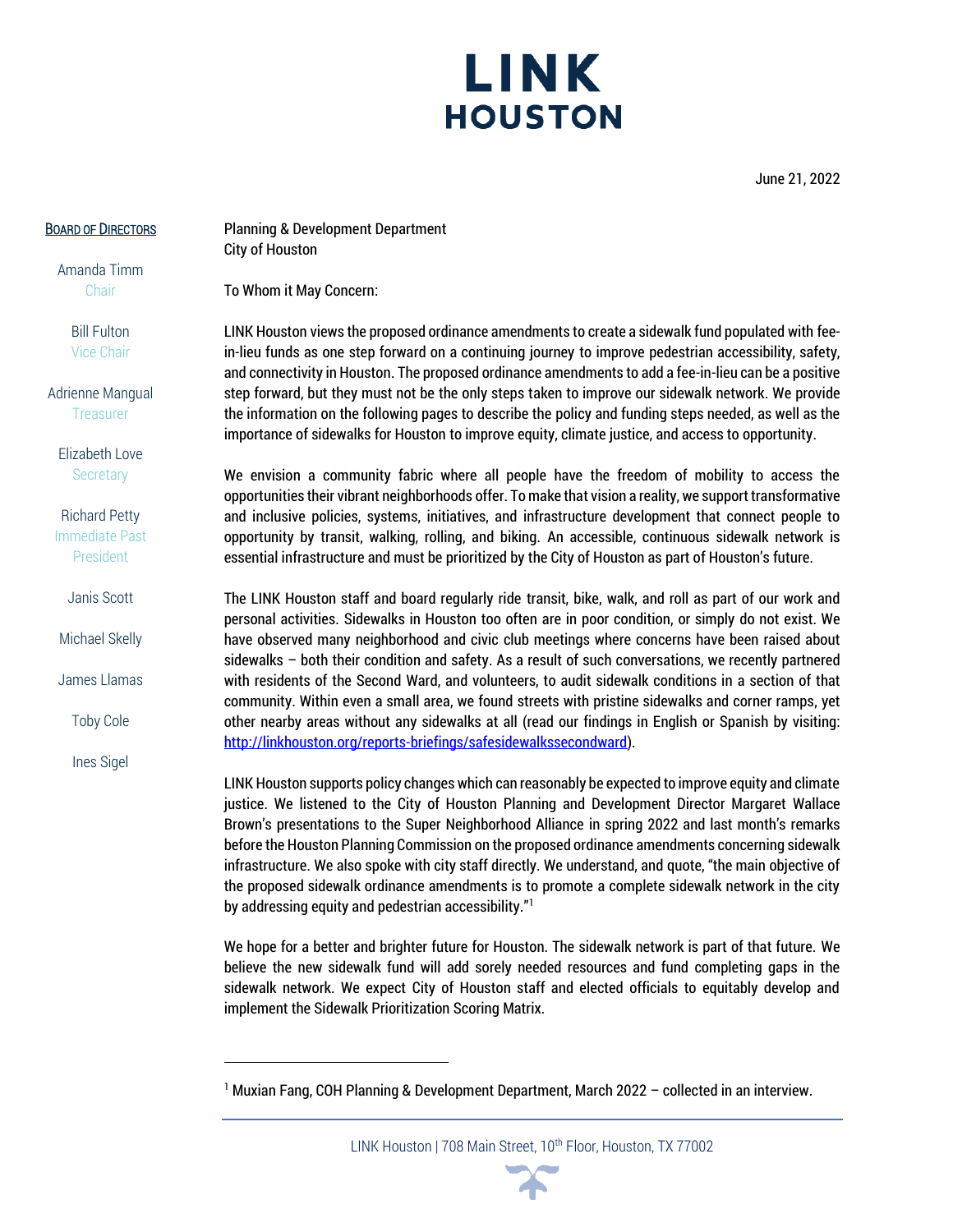# LINK HOUSTON

June 21, 2022

**BOARD OF DIRECTORS**

Amanda Timm
Chair

Bill Fulton
Vice Chair

Adrienne Mangual
Treasurer

Elizabeth Love
Secretary

Richard Petty
Immediate Past President

Janis Scott

Michael Skelly

James Llamas

Toby Cole

Ines Sigel

Planning & Development Department
City of Houston

To Whom it May Concern:

LINK Houston views the proposed ordinance amendments to create a sidewalk fund populated with fee-in-lieu funds as one step forward on a continuing journey to improve pedestrian accessibility, safety, and connectivity in Houston. The proposed ordinance amendments to add a fee-in-lieu can be a positive step forward, but they must not be the only steps taken to improve our sidewalk network. We provide the information on the following pages to describe the policy and funding steps needed, as well as the importance of sidewalks for Houston to improve equity, climate justice, and access to opportunity.

We envision a community fabric where all people have the freedom of mobility to access the opportunities their vibrant neighborhoods offer. To make that vision a reality, we support transformative and inclusive policies, systems, initiatives, and infrastructure development that connect people to opportunity by transit, walking, rolling, and biking. An accessible, continuous sidewalk network is essential infrastructure and must be prioritized by the City of Houston as part of Houston's future.

The LINK Houston staff and board regularly ride transit, bike, walk, and roll as part of our work and personal activities. Sidewalks in Houston too often are in poor condition, or simply do not exist. We have observed many neighborhood and civic club meetings where concerns have been raised about sidewalks – both their condition and safety. As a result of such conversations, we recently partnered with residents of the Second Ward, and volunteers, to audit sidewalk conditions in a section of that community. Within even a small area, we found streets with pristine sidewalks and corner ramps, yet other nearby areas without any sidewalks at all (read our findings in English or Spanish by visiting: [http://linkhouston.org/reports-briefings/safesidewalkssecondward](http://linkhouston.org/reports-briefings/safesidewalkssecondward)).

LINK Houston supports policy changes which can reasonably be expected to improve equity and climate justice. We listened to the City of Houston Planning and Development Director Margaret Wallace Brown's presentations to the Super Neighborhood Alliance in spring 2022 and last month's remarks before the Houston Planning Commission on the proposed ordinance amendments concerning sidewalk infrastructure. We also spoke with city staff directly. We understand, and quote, "the main objective of the proposed sidewalk ordinance amendments is to promote a complete sidewalk network in the city by addressing equity and pedestrian accessibility."[1]

We hope for a better and brighter future for Houston. The sidewalk network is part of that future. We believe the new sidewalk fund will add sorely needed resources and fund completing gaps in the sidewalk network. We expect City of Houston staff and elected officials to equitably develop and implement the Sidewalk Prioritization Scoring Matrix.

---

[1] Muxian Fang, COH Planning & Development Department, March 2022 – collected in an interview.

LINK Houston | 708 Main Street, 10th Floor, Houston, TX 77002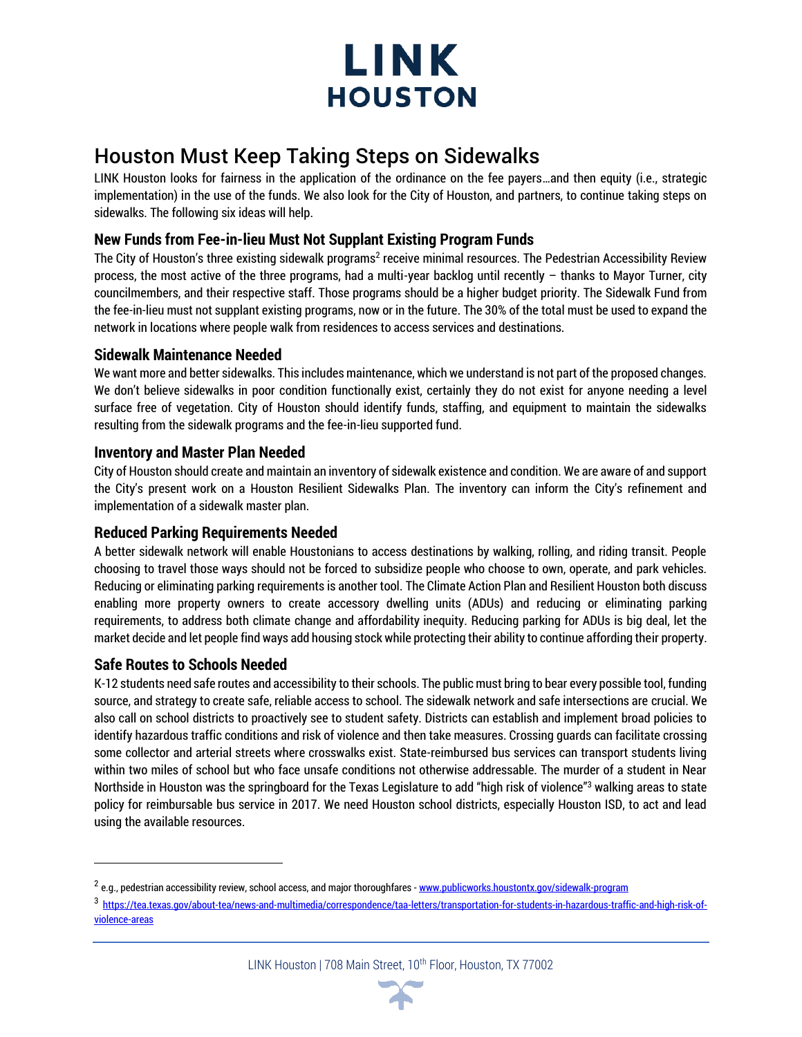# LINK HOUSTON

## Houston Must Keep Taking Steps on Sidewalks

LINK Houston looks for fairness in the application of the ordinance on the fee payers…and then equity (i.e., strategic implementation) in the use of the funds. We also look for the City of Houston, and partners, to continue taking steps on sidewalks. The following six ideas will help.

### New Funds from Fee-in-lieu Must Not Supplant Existing Program Funds

The City of Houston's three existing sidewalk programs[2] receive minimal resources. The Pedestrian Accessibility Review process, the most active of the three programs, had a multi-year backlog until recently – thanks to Mayor Turner, city councilmembers, and their respective staff. Those programs should be a higher budget priority. The Sidewalk Fund from the fee-in-lieu must not supplant existing programs, now or in the future. The 30% of the total must be used to expand the network in locations where people walk from residences to access services and destinations.

### Sidewalk Maintenance Needed

We want more and better sidewalks. This includes maintenance, which we understand is not part of the proposed changes. We don't believe sidewalks in poor condition functionally exist, certainly they do not exist for anyone needing a level surface free of vegetation. City of Houston should identify funds, staffing, and equipment to maintain the sidewalks resulting from the sidewalk programs and the fee-in-lieu supported fund.

### Inventory and Master Plan Needed

City of Houston should create and maintain an inventory of sidewalk existence and condition. We are aware of and support the City's present work on a Houston Resilient Sidewalks Plan. The inventory can inform the City's refinement and implementation of a sidewalk master plan.

### Reduced Parking Requirements Needed

A better sidewalk network will enable Houstonians to access destinations by walking, rolling, and riding transit. People choosing to travel those ways should not be forced to subsidize people who choose to own, operate, and park vehicles. Reducing or eliminating parking requirements is another tool. The Climate Action Plan and Resilient Houston both discuss enabling more property owners to create accessory dwelling units (ADUs) and reducing or eliminating parking requirements, to address both climate change and affordability inequity. Reducing parking for ADUs is big deal, let the market decide and let people find ways add housing stock while protecting their ability to continue affording their property.

### Safe Routes to Schools Needed

K-12 students need safe routes and accessibility to their schools. The public must bring to bear every possible tool, funding source, and strategy to create safe, reliable access to school. The sidewalk network and safe intersections are crucial. We also call on school districts to proactively see to student safety. Districts can establish and implement broad policies to identify hazardous traffic conditions and risk of violence and then take measures. Crossing guards can facilitate crossing some collector and arterial streets where crosswalks exist. State-reimbursed bus services can transport students living within two miles of school but who face unsafe conditions not otherwise addressable. The murder of a student in Near Northside in Houston was the springboard for the Texas Legislature to add "high risk of violence"[3] walking areas to state policy for reimbursable bus service in 2017. We need Houston school districts, especially Houston ISD, to act and lead using the available resources.

---

[2] e.g., pedestrian accessibility review, school access, and major thoroughfares - www.publicworks.houstontx.gov/sidewalk-program

[3] https://tea.texas.gov/about-tea/news-and-multimedia/correspondence/taa-letters/transportation-for-students-in-hazardous-traffic-and-high-risk-of-violence-areas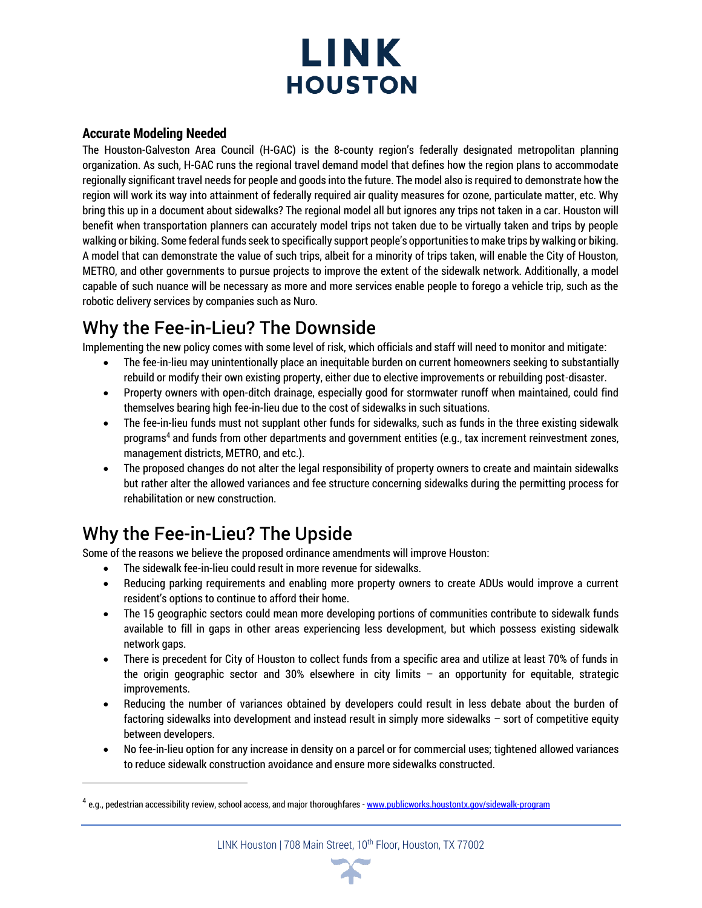### Accurate Modeling Needed

The Houston-Galveston Area Council (H-GAC) is the 8-county region's federally designated metropolitan planning organization. As such, H-GAC runs the regional travel demand model that defines how the region plans to accommodate regionally significant travel needs for people and goods into the future. The model also is required to demonstrate how the region will work its way into attainment of federally required air quality measures for ozone, particulate matter, etc. Why bring this up in a document about sidewalks? The regional model all but ignores any trips not taken in a car. Houston will benefit when transportation planners can accurately model trips not taken due to be virtually taken and trips by people walking or biking. Some federal funds seek to specifically support people's opportunities to make trips by walking or biking. A model that can demonstrate the value of such trips, albeit for a minority of trips taken, will enable the City of Houston, METRO, and other governments to pursue projects to improve the extent of the sidewalk network. Additionally, a model capable of such nuance will be necessary as more and more services enable people to forego a vehicle trip, such as the robotic delivery services by companies such as Nuro.

## Why the Fee-in-Lieu? The Downside

Implementing the new policy comes with some level of risk, which officials and staff will need to monitor and mitigate:

- The fee-in-lieu may unintentionally place an inequitable burden on current homeowners seeking to substantially rebuild or modify their own existing property, either due to elective improvements or rebuilding post-disaster.
- Property owners with open-ditch drainage, especially good for stormwater runoff when maintained, could find themselves bearing high fee-in-lieu due to the cost of sidewalks in such situations.
- The fee-in-lieu funds must not supplant other funds for sidewalks, such as funds in the three existing sidewalk programs[4] and funds from other departments and government entities (e.g., tax increment reinvestment zones, management districts, METRO, and etc.).
- The proposed changes do not alter the legal responsibility of property owners to create and maintain sidewalks but rather alter the allowed variances and fee structure concerning sidewalks during the permitting process for rehabilitation or new construction.

## Why the Fee-in-Lieu? The Upside

Some of the reasons we believe the proposed ordinance amendments will improve Houston:

- The sidewalk fee-in-lieu could result in more revenue for sidewalks.
- Reducing parking requirements and enabling more property owners to create ADUs would improve a current resident's options to continue to afford their home.
- The 15 geographic sectors could mean more developing portions of communities contribute to sidewalk funds available to fill in gaps in other areas experiencing less development, but which possess existing sidewalk network gaps.
- There is precedent for City of Houston to collect funds from a specific area and utilize at least 70% of funds in the origin geographic sector and 30% elsewhere in city limits – an opportunity for equitable, strategic improvements.
- Reducing the number of variances obtained by developers could result in less debate about the burden of factoring sidewalks into development and instead result in simply more sidewalks – sort of competitive equity between developers.
- No fee-in-lieu option for any increase in density on a parcel or for commercial uses; tightened allowed variances to reduce sidewalk construction avoidance and ensure more sidewalks constructed.

---

[4] e.g., pedestrian accessibility review, school access, and major thoroughfares - www.publicworks.houstontx.gov/sidewalk-program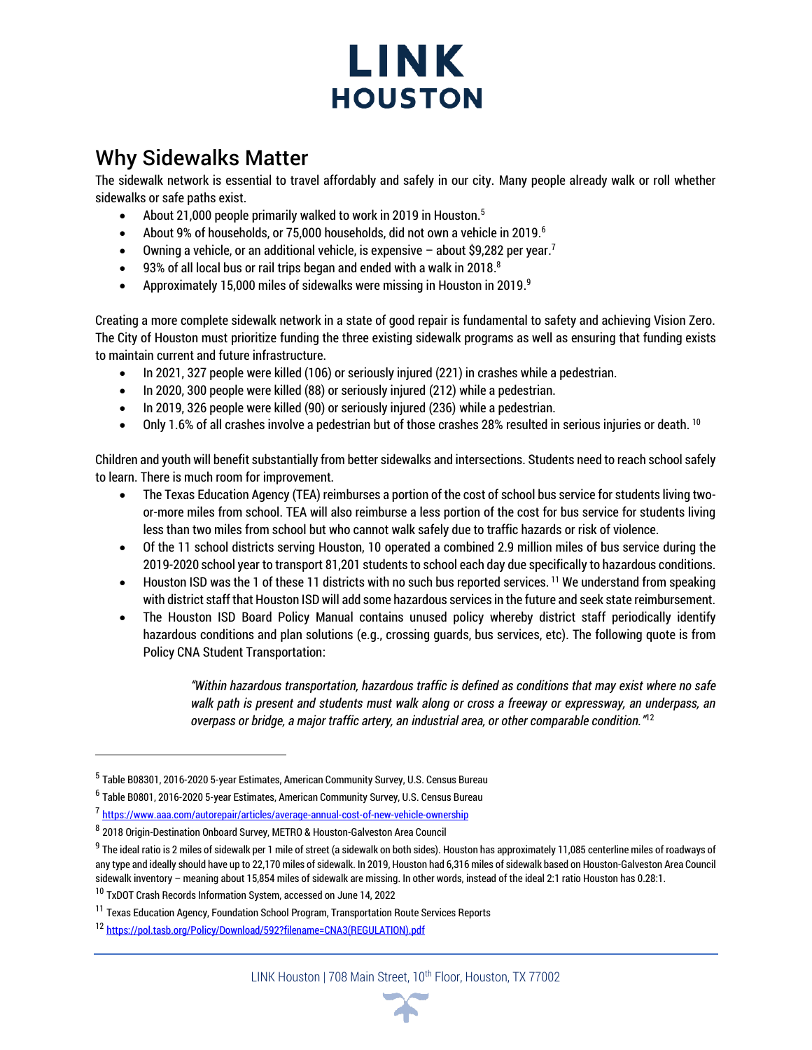# LINK HOUSTON

## Why Sidewalks Matter

The sidewalk network is essential to travel affordably and safely in our city. Many people already walk or roll whether sidewalks or safe paths exist.

- About 21,000 people primarily walked to work in 2019 in Houston.[5]
- About 9% of households, or 75,000 households, did not own a vehicle in 2019.[6]
- Owning a vehicle, or an additional vehicle, is expensive – about $9,282 per year.[7]
- 93% of all local bus or rail trips began and ended with a walk in 2018.[8]
- Approximately 15,000 miles of sidewalks were missing in Houston in 2019.[9]

Creating a more complete sidewalk network in a state of good repair is fundamental to safety and achieving Vision Zero. The City of Houston must prioritize funding the three existing sidewalk programs as well as ensuring that funding exists to maintain current and future infrastructure.

- In 2021, 327 people were killed (106) or seriously injured (221) in crashes while a pedestrian.
- In 2020, 300 people were killed (88) or seriously injured (212) while a pedestrian.
- In 2019, 326 people were killed (90) or seriously injured (236) while a pedestrian.
- Only 1.6% of all crashes involve a pedestrian but of those crashes 28% resulted in serious injuries or death. [10]

Children and youth will benefit substantially from better sidewalks and intersections. Students need to reach school safely to learn. There is much room for improvement.

- The Texas Education Agency (TEA) reimburses a portion of the cost of school bus service for students living two-or-more miles from school. TEA will also reimburse a less portion of the cost for bus service for students living less than two miles from school but who cannot walk safely due to traffic hazards or risk of violence.
- Of the 11 school districts serving Houston, 10 operated a combined 2.9 million miles of bus service during the 2019-2020 school year to transport 81,201 students to school each day due specifically to hazardous conditions.
- Houston ISD was the 1 of these 11 districts with no such bus reported services. [11] We understand from speaking with district staff that Houston ISD will add some hazardous services in the future and seek state reimbursement.
- The Houston ISD Board Policy Manual contains unused policy whereby district staff periodically identify hazardous conditions and plan solutions (e.g., crossing guards, bus services, etc). The following quote is from Policy CNA Student Transportation:

> *"Within hazardous transportation, hazardous traffic is defined as conditions that may exist where no safe walk path is present and students must walk along or cross a freeway or expressway, an underpass, an overpass or bridge, a major traffic artery, an industrial area, or other comparable condition."*[12]

---

[5] Table B08301, 2016-2020 5-year Estimates, American Community Survey, U.S. Census Bureau

[6] Table B0801, 2016-2020 5-year Estimates, American Community Survey, U.S. Census Bureau

[7] https://www.aaa.com/autorepair/articles/average-annual-cost-of-new-vehicle-ownership

[8] 2018 Origin-Destination Onboard Survey, METRO & Houston-Galveston Area Council

[9] The ideal ratio is 2 miles of sidewalk per 1 mile of street (a sidewalk on both sides). Houston has approximately 11,085 centerline miles of roadways of any type and ideally should have up to 22,170 miles of sidewalk. In 2019, Houston had 6,316 miles of sidewalk based on Houston-Galveston Area Council sidewalk inventory – meaning about 15,854 miles of sidewalk are missing. In other words, instead of the ideal 2:1 ratio Houston has 0.28:1.

[10] TxDOT Crash Records Information System, accessed on June 14, 2022

[11] Texas Education Agency, Foundation School Program, Transportation Route Services Reports

[12] https://pol.tasb.org/Policy/Download/592?filename=CNA3(REGULATION).pdf

LINK Houston | 708 Main Street, 10th Floor, Houston, TX 77002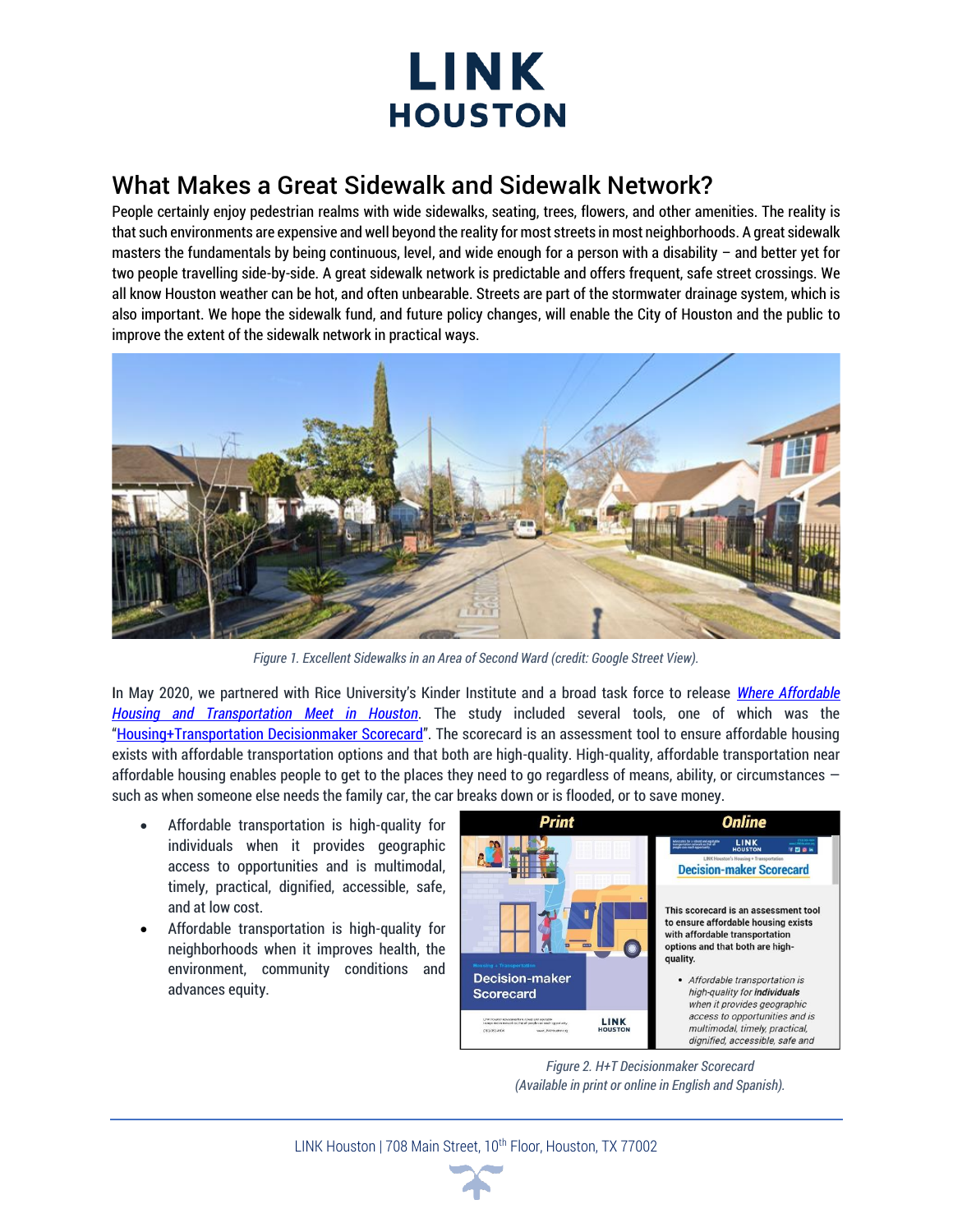# What Makes a Great Sidewalk and Sidewalk Network?

People certainly enjoy pedestrian realms with wide sidewalks, seating, trees, flowers, and other amenities. The reality is that such environments are expensive and well beyond the reality for most streets in most neighborhoods. A great sidewalk masters the fundamentals by being continuous, level, and wide enough for a person with a disability – and better yet for two people travelling side-by-side. A great sidewalk network is predictable and offers frequent, safe street crossings. We all know Houston weather can be hot, and often unbearable. Streets are part of the stormwater drainage system, which is also important. We hope the sidewalk fund, and future policy changes, will enable the City of Houston and the public to improve the extent of the sidewalk network in practical ways.

*Figure 1. Excellent Sidewalks in an Area of Second Ward (credit: Google Street View).*

In May 2020, we partnered with Rice University's Kinder Institute and a broad task force to release *Where Affordable Housing and Transportation Meet in Houston*. The study included several tools, one of which was the "Housing+Transportation Decisionmaker Scorecard". The scorecard is an assessment tool to ensure affordable housing exists with affordable transportation options and that both are high-quality. High-quality, affordable transportation near affordable housing enables people to get to the places they need to go regardless of means, ability, or circumstances – such as when someone else needs the family car, the car breaks down or is flooded, or to save money.

- Affordable transportation is high-quality for individuals when it provides geographic access to opportunities and is multimodal, timely, practical, dignified, accessible, safe, and at low cost.
- Affordable transportation is high-quality for neighborhoods when it improves health, the environment, community conditions and advances equity.

*Figure 2. H+T Decisionmaker Scorecard*
*(Available in print or online in English and Spanish).*